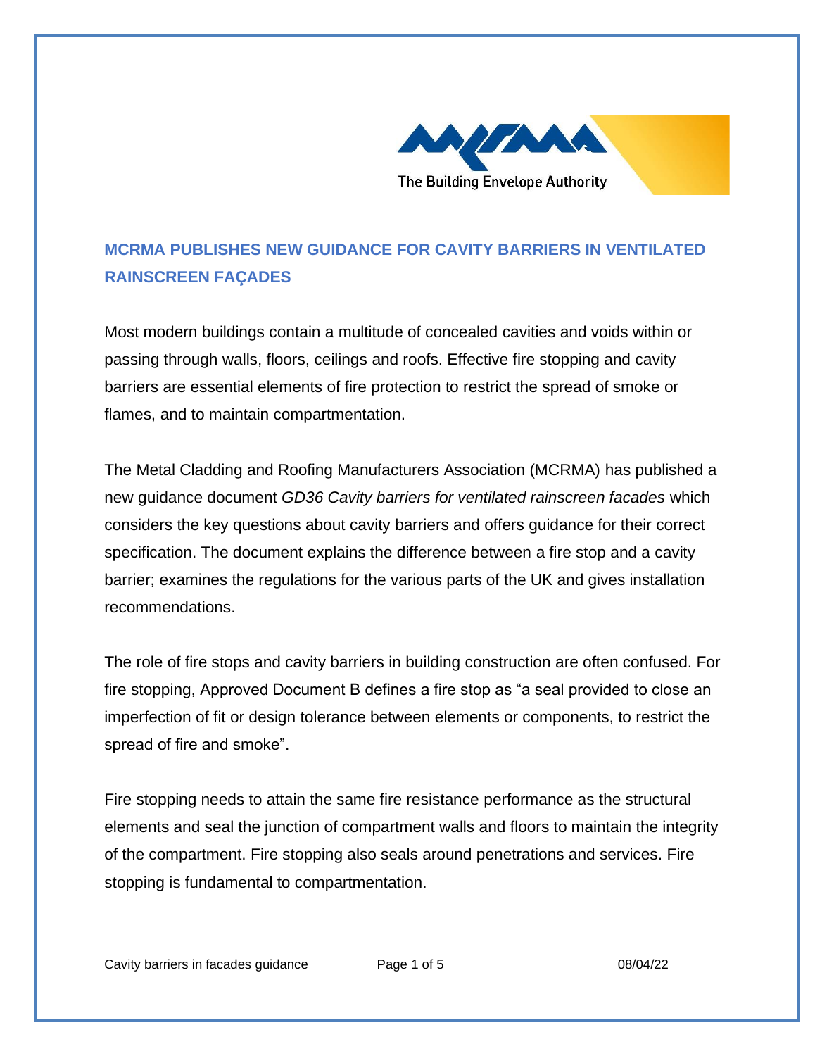The Building Envelope Authority

## MCRMA PUBLISHES NEW GUIDANCE FOR CAVITY BARRIERS IN VENTILATED RAINSCREEN FAÇADES

Most modern buildings contain a multitude of concealed cavities and voids within or passing through walls, floors, ceilings and roofs. Effective fire stopping and cavity barriers are essential elements of fire protection to restrict the spread of smoke or flames, and to maintain compartmentation.

The Metal Cladding and Roofing Manufacturers Association (MCRMA) has published a new guidance document *GD36 Cavity barriers for ventilated rainscreen facades* which considers the key questions about cavity barriers and offers guidance for their correct specification. The document explains the difference between a fire stop and a cavity barrier; examines the regulations for the various parts of the UK and gives installation recommendations.

The role of fire stops and cavity barriers in building construction are often confused. For fire stopping, Approved Document B defines a fire stop as "a seal provided to close an imperfection of fit or design tolerance between elements or components, to restrict the spread of fire and smoke".

Fire stopping needs to attain the same fire resistance performance as the structural elements and seal the junction of compartment walls and floors to maintain the integrity of the compartment. Fire stopping also seals around penetrations and services. Fire stopping is fundamental to compartmentation.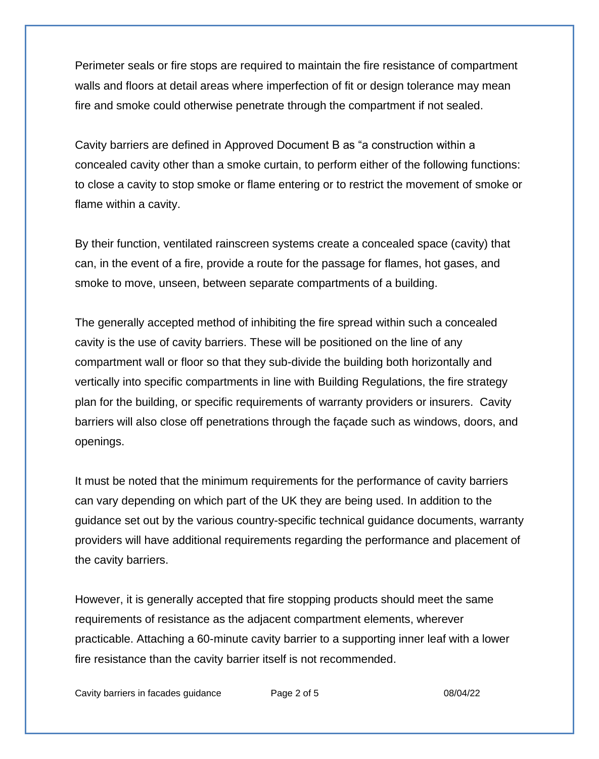Perimeter seals or fire stops are required to maintain the fire resistance of compartment walls and floors at detail areas where imperfection of fit or design tolerance may mean fire and smoke could otherwise penetrate through the compartment if not sealed.

Cavity barriers are defined in Approved Document B as "a construction within a concealed cavity other than a smoke curtain, to perform either of the following functions: to close a cavity to stop smoke or flame entering or to restrict the movement of smoke or flame within a cavity.

By their function, ventilated rainscreen systems create a concealed space (cavity) that can, in the event of a fire, provide a route for the passage for flames, hot gases, and smoke to move, unseen, between separate compartments of a building.

The generally accepted method of inhibiting the fire spread within such a concealed cavity is the use of cavity barriers. These will be positioned on the line of any compartment wall or floor so that they sub-divide the building both horizontally and vertically into specific compartments in line with Building Regulations, the fire strategy plan for the building, or specific requirements of warranty providers or insurers. Cavity barriers will also close off penetrations through the façade such as windows, doors, and openings.

It must be noted that the minimum requirements for the performance of cavity barriers can vary depending on which part of the UK they are being used. In addition to the guidance set out by the various country-specific technical guidance documents, warranty providers will have additional requirements regarding the performance and placement of the cavity barriers.

However, it is generally accepted that fire stopping products should meet the same requirements of resistance as the adjacent compartment elements, wherever practicable. Attaching a 60-minute cavity barrier to a supporting inner leaf with a lower fire resistance than the cavity barrier itself is not recommended.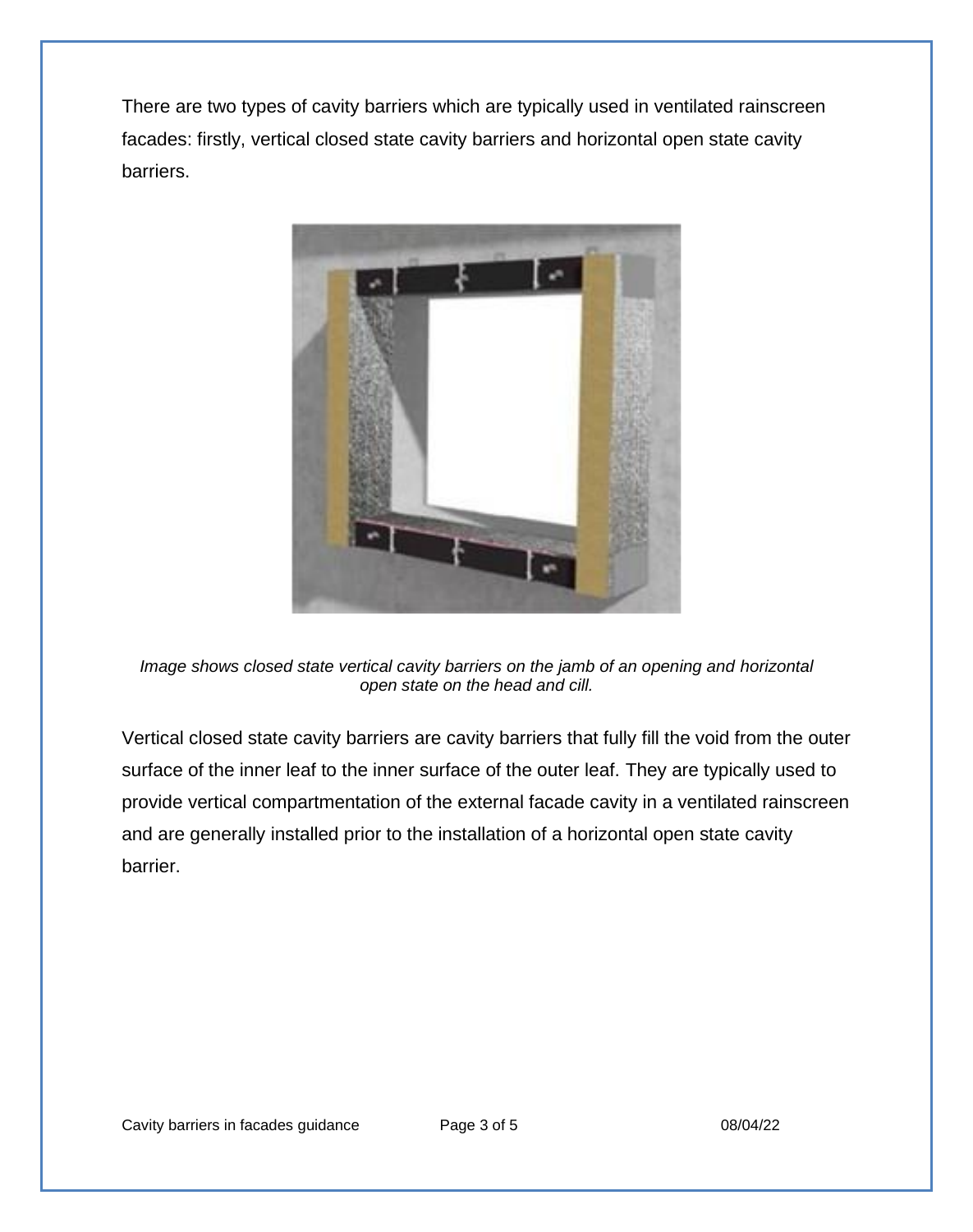There are two types of cavity barriers which are typically used in ventilated rainscreen facades: firstly, vertical closed state cavity barriers and horizontal open state cavity barriers.

*Image shows closed state vertical cavity barriers on the jamb of an opening and horizontal open state on the head and cill.*

Vertical closed state cavity barriers are cavity barriers that fully fill the void from the outer surface of the inner leaf to the inner surface of the outer leaf. They are typically used to provide vertical compartmentation of the external facade cavity in a ventilated rainscreen and are generally installed prior to the installation of a horizontal open state cavity barrier.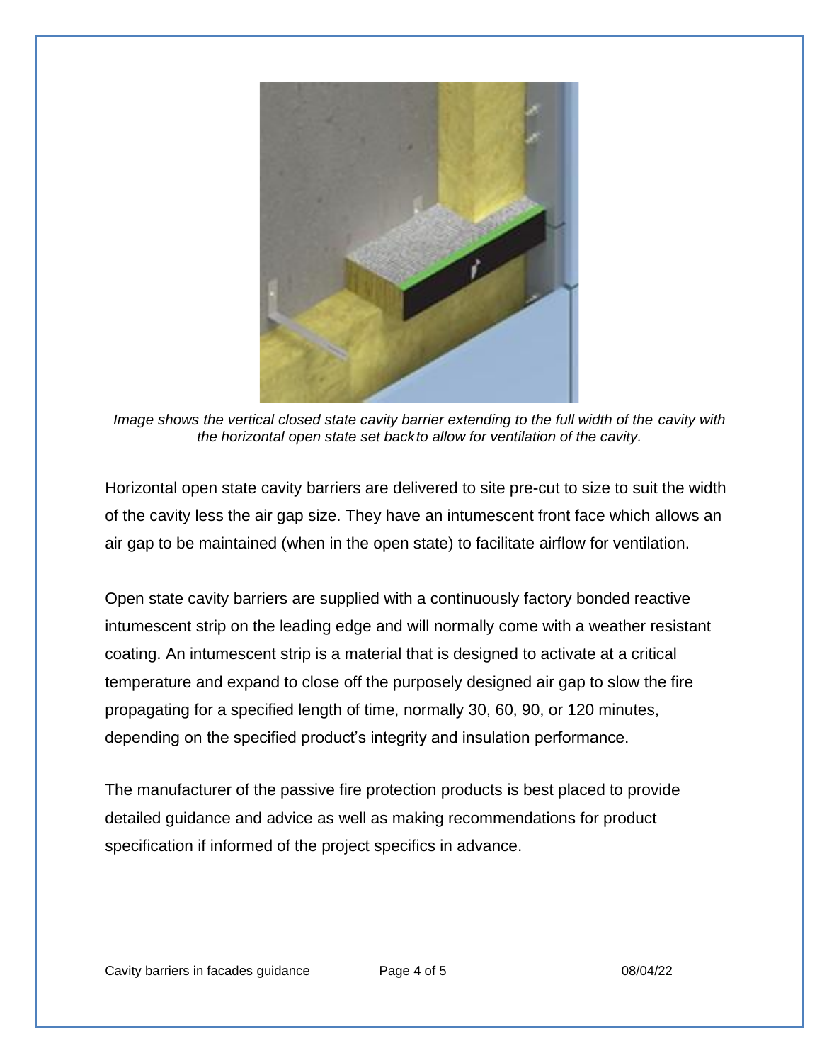*Image shows the vertical closed state cavity barrier extending to the full width of the cavity with the horizontal open state set back to allow for ventilation of the cavity.*

Horizontal open state cavity barriers are delivered to site pre-cut to size to suit the width of the cavity less the air gap size. They have an intumescent front face which allows an air gap to be maintained (when in the open state) to facilitate airflow for ventilation.

Open state cavity barriers are supplied with a continuously factory bonded reactive intumescent strip on the leading edge and will normally come with a weather resistant coating. An intumescent strip is a material that is designed to activate at a critical temperature and expand to close off the purposely designed air gap to slow the fire propagating for a specified length of time, normally 30, 60, 90, or 120 minutes, depending on the specified product's integrity and insulation performance.

The manufacturer of the passive fire protection products is best placed to provide detailed guidance and advice as well as making recommendations for product specification if informed of the project specifics in advance.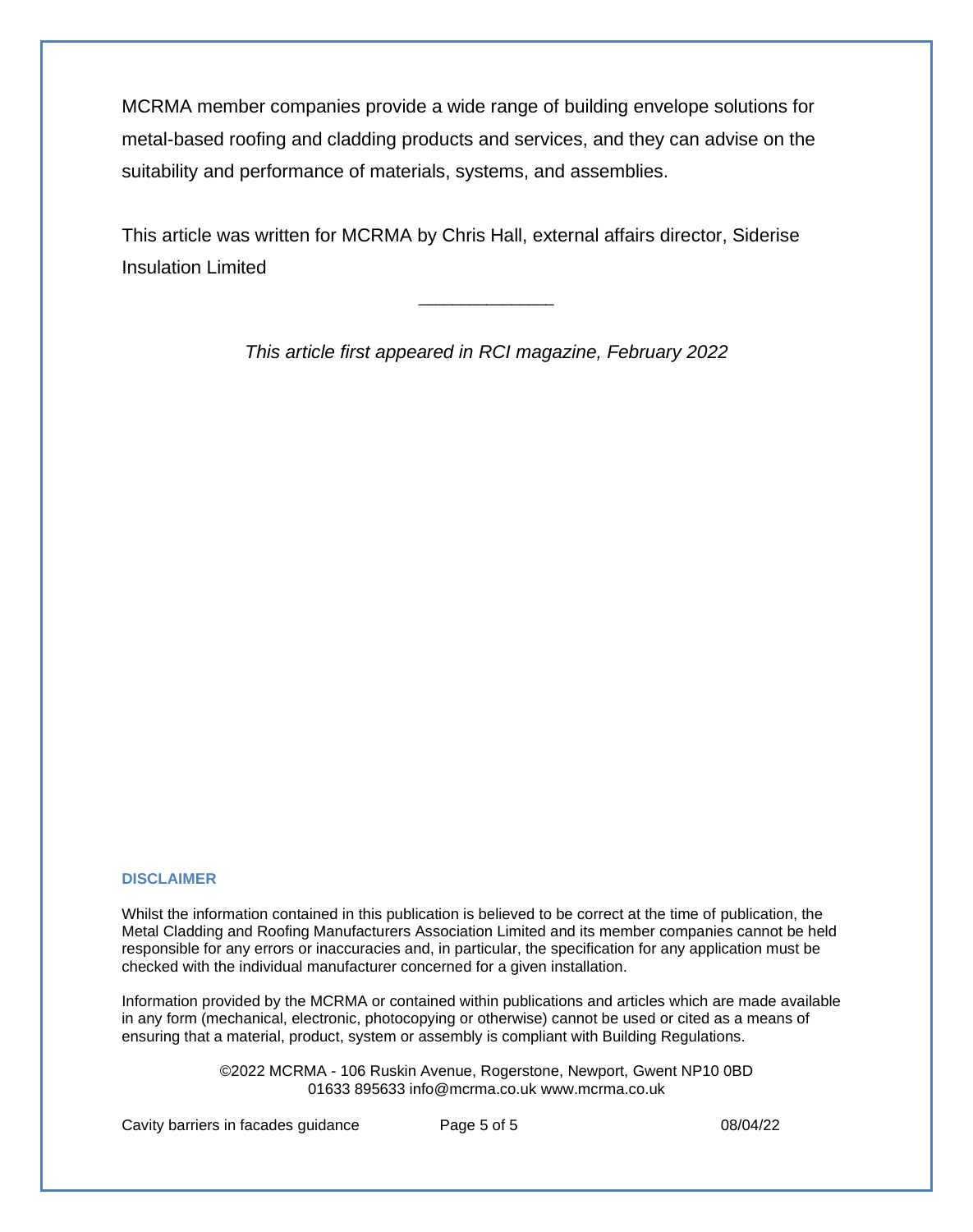MCRMA member companies provide a wide range of building envelope solutions for metal-based roofing and cladding products and services, and they can advise on the suitability and performance of materials, systems, and assemblies.

This article was written for MCRMA by Chris Hall, external affairs director, Siderise Insulation Limited

_____________

*This article first appeared in RCI magazine, February 2022*

**DISCLAIMER**

Whilst the information contained in this publication is believed to be correct at the time of publication, the Metal Cladding and Roofing Manufacturers Association Limited and its member companies cannot be held responsible for any errors or inaccuracies and, in particular, the specification for any application must be checked with the individual manufacturer concerned for a given installation.

Information provided by the MCRMA or contained within publications and articles which are made available in any form (mechanical, electronic, photocopying or otherwise) cannot be used or cited as a means of ensuring that a material, product, system or assembly is compliant with Building Regulations.

©2022 MCRMA - 106 Ruskin Avenue, Rogerstone, Newport, Gwent NP10 0BD
01633 895633 info@mcrma.co.uk www.mcrma.co.uk